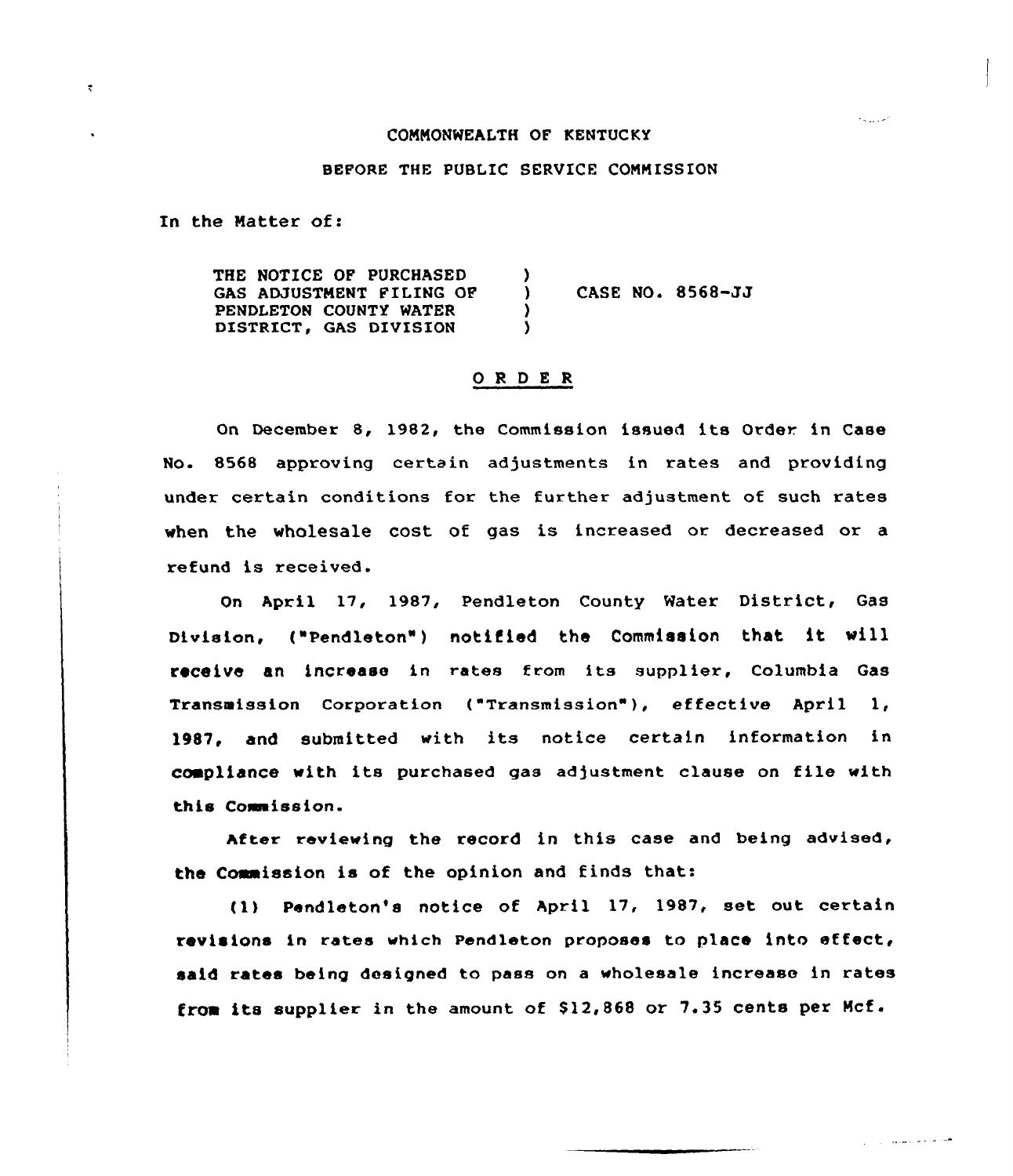COMMONWEALTH OF KENTUCKY

BEFORE THE PUBLIC SERVICE COMMISSION

In the Matter of:

| | | |
|---|---|---|
| THE NOTICE OF PURCHASED GAS ADJUSTMENT FILING OF PENDLETON COUNTY WATER DISTRICT, GAS DIVISION | ) ) ) ) | CASE NO. 8568-JJ |

## ORDER

On December 8, 1982, the Commission issued its Order in Case No. 8568 approving certain adjustments in rates and providing under certain conditions for the further adjustment of such rates when the wholesale cost of gas is increased or decreased or a refund is received.

On April 17, 1987, Pendleton County Water District, Gas Division, ("Pendleton") notified the Commission that it will receive an increase in rates from its supplier, Columbia Gas Transmission Corporation ("Transmission"), effective April 1, 1987, and submitted with its notice certain information in compliance with its purchased gas adjustment clause on file with this Commission.

After reviewing the record in this case and being advised, the Commission is of the opinion and finds that:

(1) Pendleton's notice of April 17, 1987, set out certain revisions in rates which Pendleton proposes to place into effect, said rates being designed to pass on a wholesale increase in rates from its supplier in the amount of $12,868 or 7.35 cents per Mcf.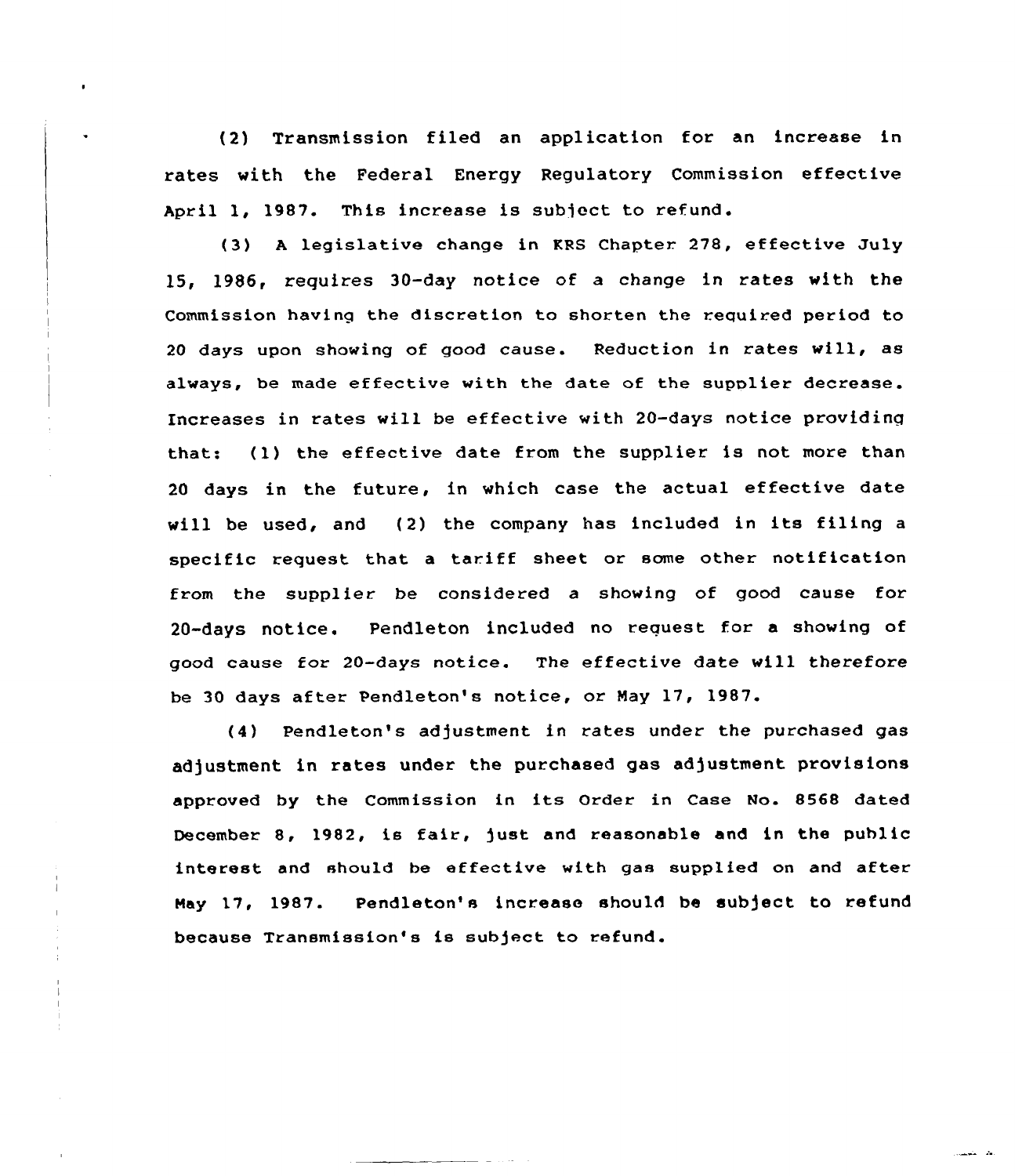(2) Transmission filed an application for an increase in rates with the Federal Energy Regulatory Commission effective April 1, 1987. This increase is subject to refund.

(3) A legislative change in KRS Chapter 278, effective July 15, 1986, requires 30-day notice of a change in rates with the Commission having the discretion to shorten the required period to 20 days upon showing of good cause. Reduction in rates will, as always, be made effective with the date of the supplier decrease. Increases in rates will be effective with 20-days notice providing that: (1) the effective date from the supplier is not more than 20 days in the future, in which case the actual effective date will be used, and (2) the company has included in its filing a specific request that a tariff sheet or some other notification from the supplier be considered a showing of good cause for 20-days notice. Pendleton included no request for a showing of good cause for 20-days notice. The effective date will therefore be 30 days after Pendleton's notice, or May 17, 1987.

(4) Pendleton's adjustment in rates under the purchased gas adjustment in rates under the purchased gas adjustment provisions approved by the Commission in its Order in Case No. 8568 dated December 8, 1982, is fair, just and reasonable and in the public interest and should be effective with gas supplied on and after May 17, 1987. Pendleton's increase should be subject to refund because Transmission's is subject to refund.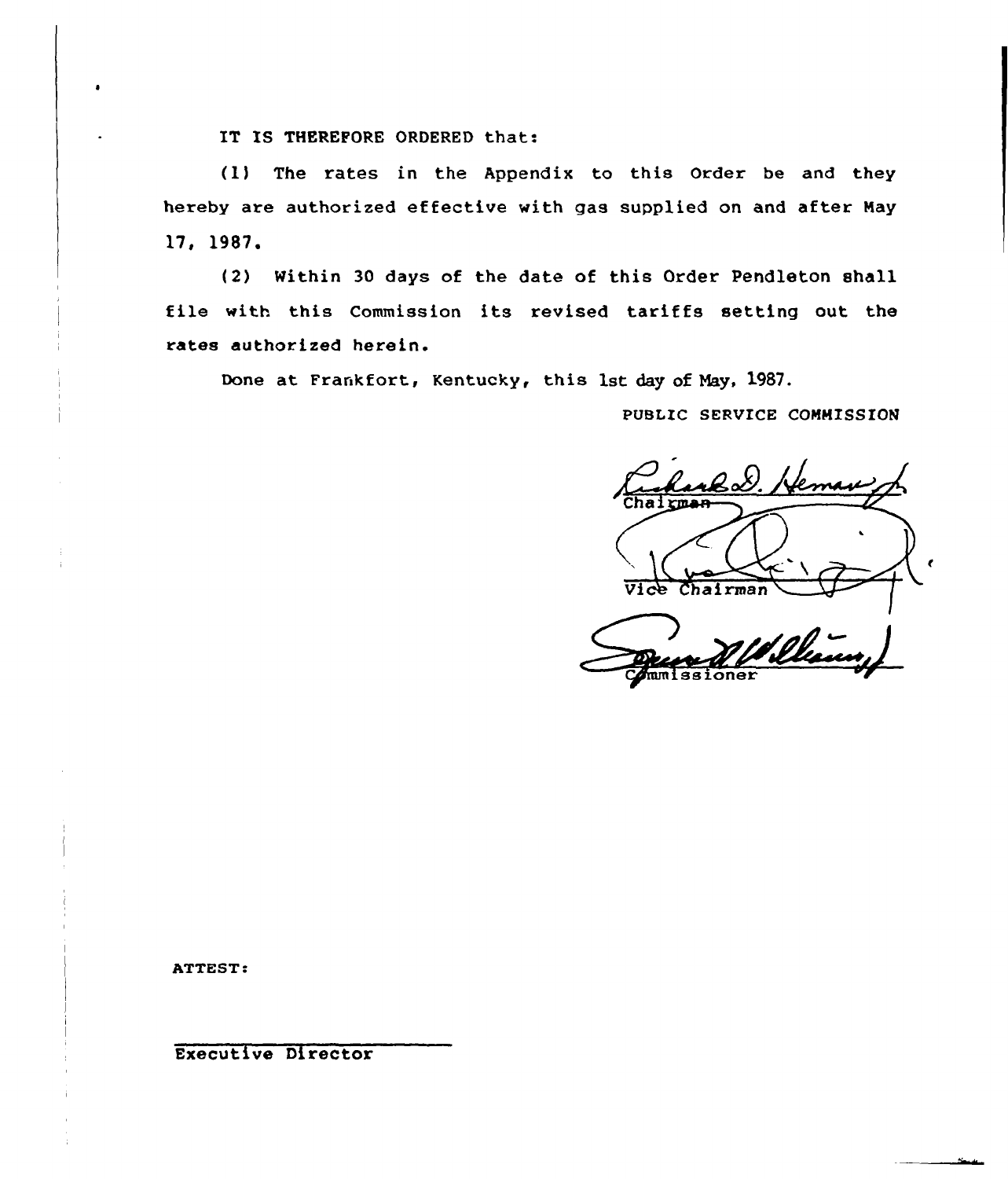IT IS THEREFORE ORDERED that:

(1) The rates in the Appendix to this Order be and they hereby are authorized effective with gas supplied on and after May 17, 1987.

(2) Within 30 days of the date of this Order Pendleton shall file with this Commission its revised tariffs setting out the rates authorized herein.

Done at Frankfort, Kentucky, this 1st day of May, 1987.

PUBLIC SERVICE COMMISSION

Richard D. Heman Jr.
Chairman

Vice Chairman

Commissioner

ATTEST:

Executive Director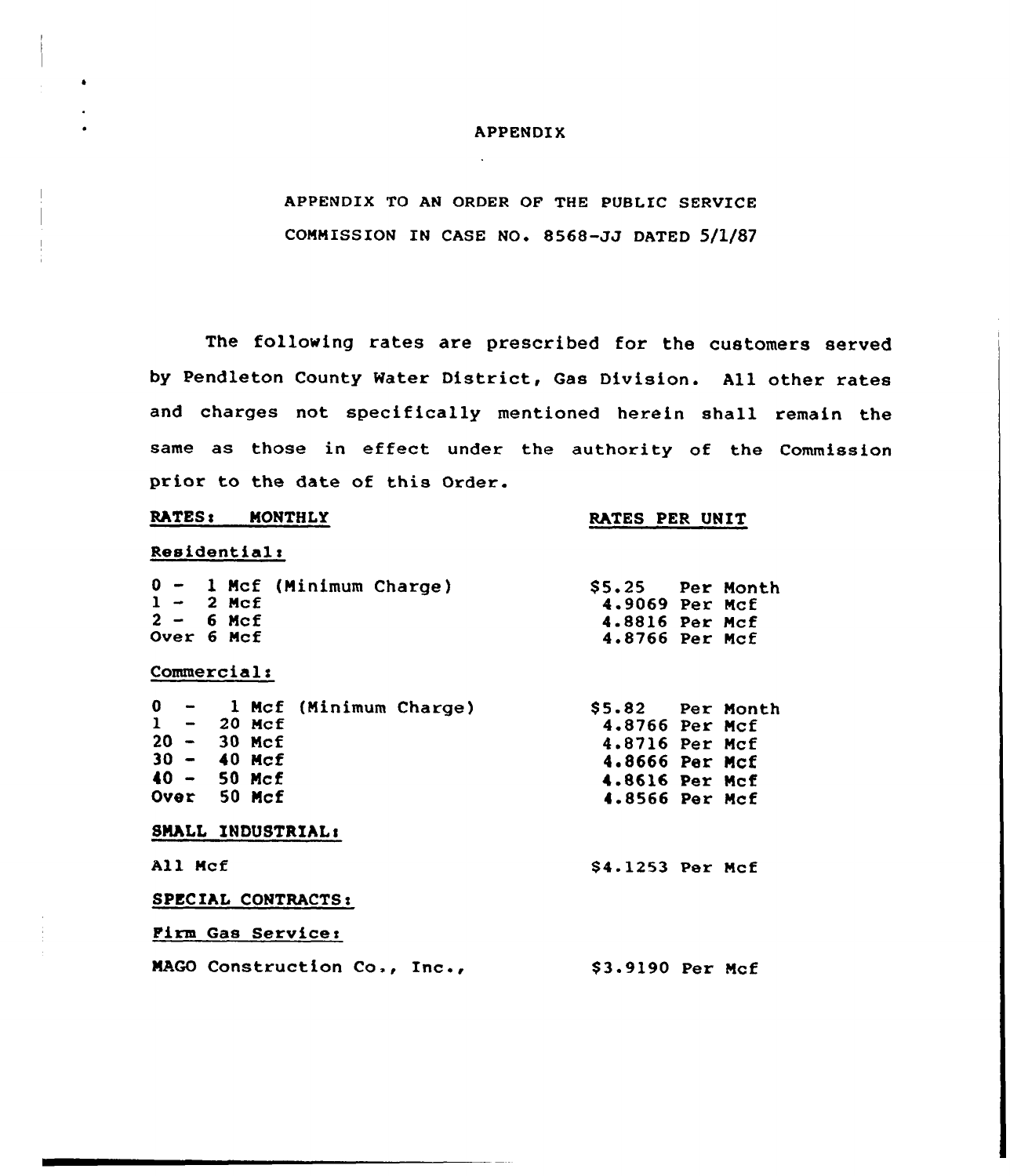# APPENDIX

APPENDIX TO AN ORDER OF THE PUBLIC SERVICE COMMISSION IN CASE NO. 8568-JJ DATED 5/1/87

The following rates are prescribed for the customers served by Pendleton County Water District, Gas Division. All other rates and charges not specifically mentioned herein shall remain the same as those in effect under the authority of the Commission prior to the date of this Order.

| RATES: MONTHLY | RATES PER UNIT |
|---|---|
| **Residential:** | |
| 0 - 1 Mcf (Minimum Charge) | \$5.25 Per Month |
| 1 - 2 Mcf | 4.9069 Per Mcf |
| 2 - 6 Mcf | 4.8816 Per Mcf |
| Over 6 Mcf | 4.8766 Per Mcf |
| **Commercial:** | |
| 0 - 1 Mcf (Minimum Charge) | \$5.82 Per Month |
| 1 - 20 Mcf | 4.8766 Per Mcf |
| 20 - 30 Mcf | 4.8716 Per Mcf |
| 30 - 40 Mcf | 4.8666 Per Mcf |
| 40 - 50 Mcf | 4.8616 Per Mcf |
| Over 50 Mcf | 4.8566 Per Mcf |
| **SMALL INDUSTRIAL:** | |
| All Mcf | \$4.1253 Per Mcf |
| **SPECIAL CONTRACTS:** | |
| **Firm Gas Service:** | |
| MAGO Construction Co., Inc., | \$3.9190 Per Mcf |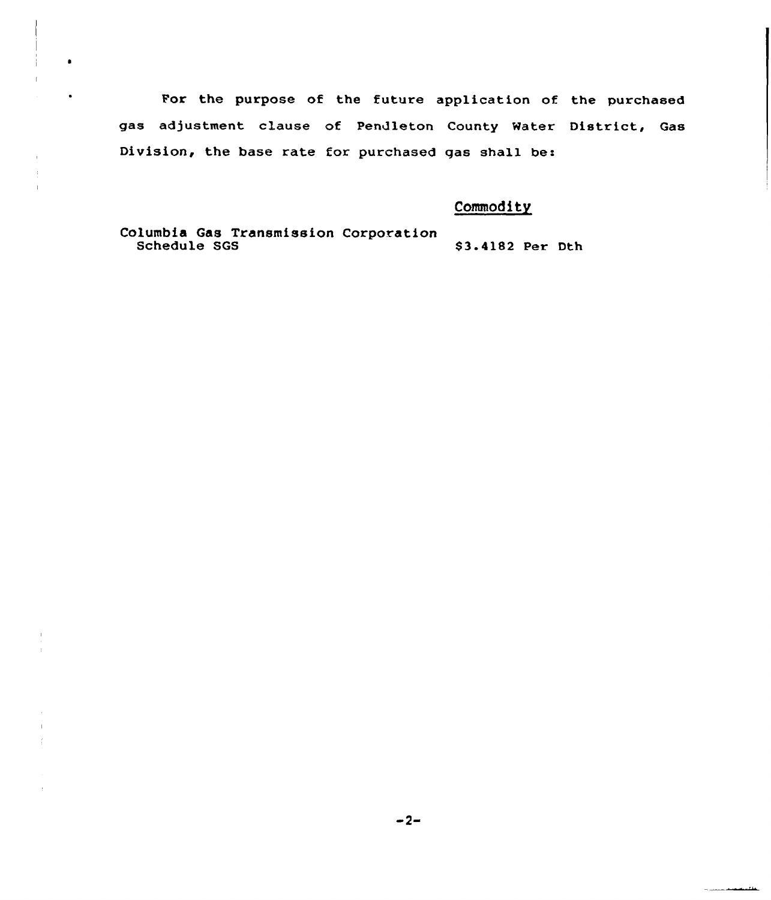For the purpose of the future application of the purchased gas adjustment clause of Pendleton County Water District, Gas Division, the base rate for purchased gas shall be:

| | Commodity |
|---|---|
| Columbia Gas Transmission Corporation Schedule SGS | $3.4182 Per Dth |